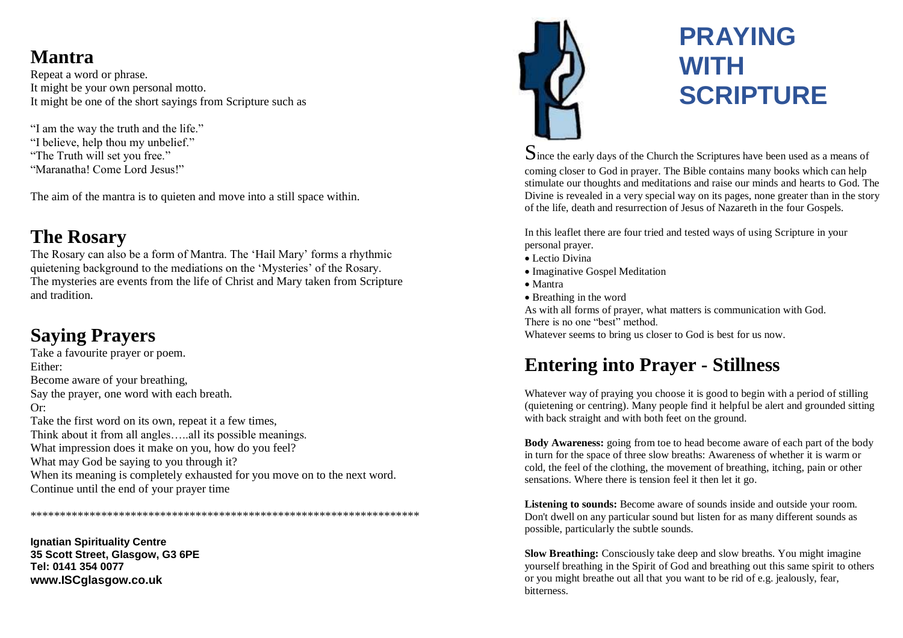## Mantra

Repeat a word or phrase.
It might be your own personal motto.
It might be one of the short sayings from Scripture such as

"I am the way the truth and the life."
"I believe, help thou my unbelief."
"The Truth will set you free."
"Maranatha! Come Lord Jesus!"

The aim of the mantra is to quieten and move into a still space within.

## The Rosary

The Rosary can also be a form of Mantra. The 'Hail Mary' forms a rhythmic quietening background to the mediations on the 'Mysteries' of the Rosary. The mysteries are events from the life of Christ and Mary taken from Scripture and tradition.

## Saying Prayers

Take a favourite prayer or poem.
Either:
Become aware of your breathing,
Say the prayer, one word with each breath.
Or:
Take the first word on its own, repeat it a few times,
Think about it from all angles…..all its possible meanings.
What impression does it make on you, how do you feel?
What may God be saying to you through it?
When its meaning is completely exhausted for you move on to the next word.
Continue until the end of your prayer time

******************************************************************

**Ignatian Spirituality Centre**
**35 Scott Street, Glasgow, G3 6PE**
**Tel: 0141 354 0077**
**www.ISCglasgow.co.uk**

# PRAYING WITH SCRIPTURE

Since the early days of the Church the Scriptures have been used as a means of coming closer to God in prayer. The Bible contains many books which can help stimulate our thoughts and meditations and raise our minds and hearts to God. The Divine is revealed in a very special way on its pages, none greater than in the story of the life, death and resurrection of Jesus of Nazareth in the four Gospels.

In this leaflet there are four tried and tested ways of using Scripture in your personal prayer.

- Lectio Divina
- Imaginative Gospel Meditation
- Mantra
- Breathing in the word

As with all forms of prayer, what matters is communication with God.
There is no one "best" method.
Whatever seems to bring us closer to God is best for us now.

## Entering into Prayer - Stillness

Whatever way of praying you choose it is good to begin with a period of stilling (quietening or centring). Many people find it helpful be alert and grounded sitting with back straight and with both feet on the ground.

**Body Awareness:** going from toe to head become aware of each part of the body in turn for the space of three slow breaths: Awareness of whether it is warm or cold, the feel of the clothing, the movement of breathing, itching, pain or other sensations. Where there is tension feel it then let it go.

**Listening to sounds:** Become aware of sounds inside and outside your room. Don't dwell on any particular sound but listen for as many different sounds as possible, particularly the subtle sounds.

**Slow Breathing:** Consciously take deep and slow breaths. You might imagine yourself breathing in the Spirit of God and breathing out this same spirit to others or you might breathe out all that you want to be rid of e.g. jealously, fear, bitterness.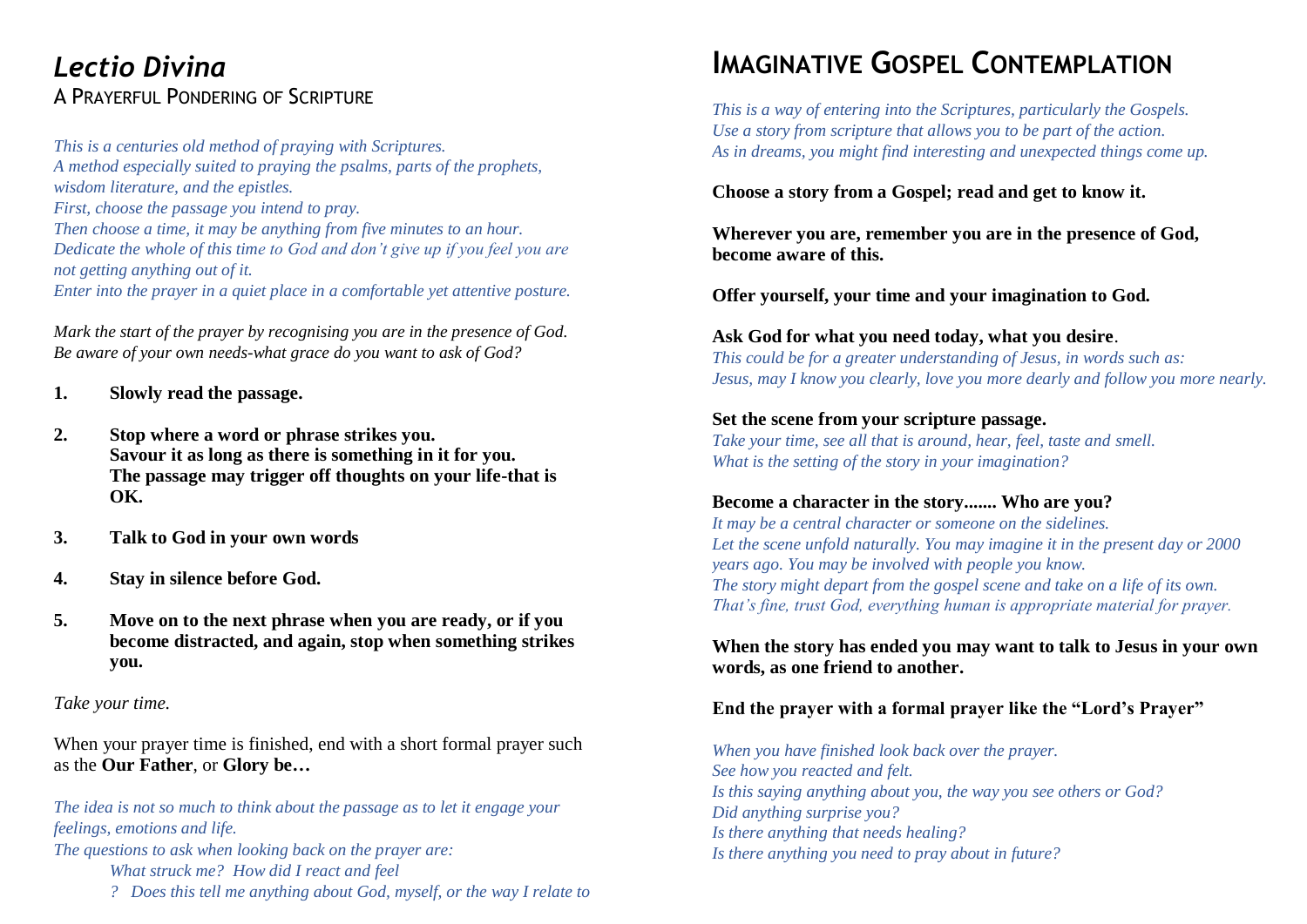# *Lectio Divina*

## A Prayerful Pondering of Scripture

*This is a centuries old method of praying with Scriptures.*
*A method especially suited to praying the psalms, parts of the prophets, wisdom literature, and the epistles.*
*First, choose the passage you intend to pray.*
*Then choose a time, it may be anything from five minutes to an hour.*
*Dedicate the whole of this time to God and don't give up if you feel you are not getting anything out of it.*
*Enter into the prayer in a quiet place in a comfortable yet attentive posture.*

*Mark the start of the prayer by recognising you are in the presence of God.*
*Be aware of your own needs-what grace do you want to ask of God?*

1. **Slowly read the passage.**
2. **Stop where a word or phrase strikes you. Savour it as long as there is something in it for you. The passage may trigger off thoughts on your life-that is OK.**
3. **Talk to God in your own words**
4. **Stay in silence before God.**
5. **Move on to the next phrase when you are ready, or if you become distracted, and again, stop when something strikes you.**

*Take your time.*

When your prayer time is finished, end with a short formal prayer such as the **Our Father**, or **Glory be…**

*The idea is not so much to think about the passage as to let it engage your feelings, emotions and life.*
*The questions to ask when looking back on the prayer are:*

*What struck me? How did I react and feel*
*? Does this tell me anything about God, myself, or the way I relate to*

# Imaginative Gospel Contemplation

*This is a way of entering into the Scriptures, particularly the Gospels.*
*Use a story from scripture that allows you to be part of the action.*
*As in dreams, you might find interesting and unexpected things come up.*

**Choose a story from a Gospel; read and get to know it.**

**Wherever you are, remember you are in the presence of God, become aware of this.**

**Offer yourself, your time and your imagination to God.**

**Ask God for what you need today, what you desire**.
*This could be for a greater understanding of Jesus, in words such as:*
*Jesus, may I know you clearly, love you more dearly and follow you more nearly.*

**Set the scene from your scripture passage.**
*Take your time, see all that is around, hear, feel, taste and smell.*
*What is the setting of the story in your imagination?*

**Become a character in the story....... Who are you?**
*It may be a central character or someone on the sidelines.*
*Let the scene unfold naturally. You may imagine it in the present day or 2000 years ago. You may be involved with people you know.*
*The story might depart from the gospel scene and take on a life of its own.*
*That's fine, trust God, everything human is appropriate material for prayer.*

**When the story has ended you may want to talk to Jesus in your own words, as one friend to another.**

**End the prayer with a formal prayer like the "Lord's Prayer"**

*When you have finished look back over the prayer.*
*See how you reacted and felt.*
*Is this saying anything about you, the way you see others or God?*
*Did anything surprise you?*
*Is there anything that needs healing?*
*Is there anything you need to pray about in future?*